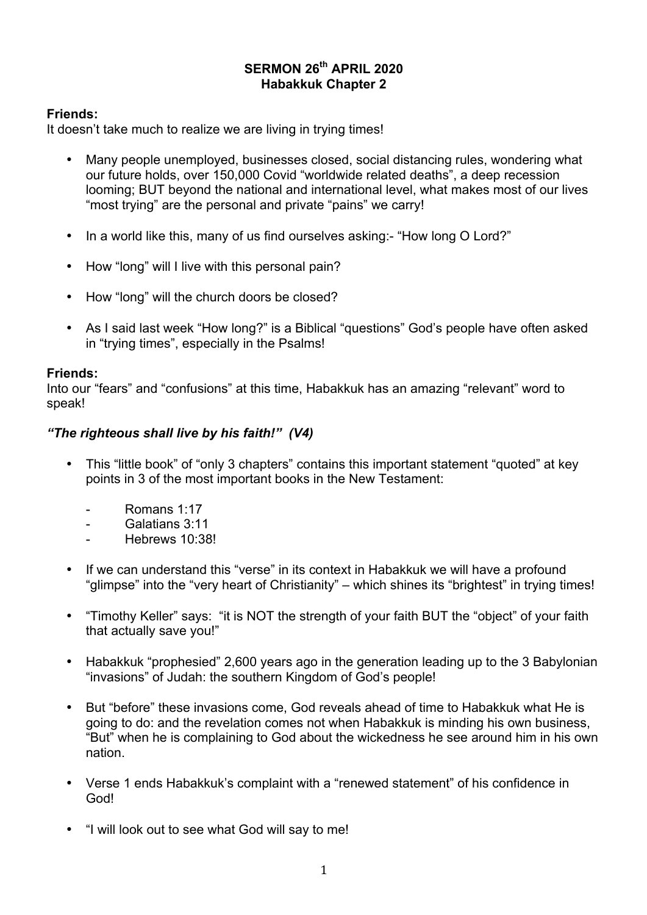# SERMON 26th APRIL 2020
## Habakkuk Chapter 2

**Friends:**
It doesn't take much to realize we are living in trying times!

- Many people unemployed, businesses closed, social distancing rules, wondering what our future holds, over 150,000 Covid "worldwide related deaths", a deep recession looming; BUT beyond the national and international level, what makes most of our lives "most trying" are the personal and private "pains" we carry!

- In a world like this, many of us find ourselves asking:- "How long O Lord?"

- How "long" will I live with this personal pain?

- How "long" will the church doors be closed?

- As I said last week "How long?" is a Biblical "questions" God's people have often asked in "trying times", especially in the Psalms!

**Friends:**
Into our "fears" and "confusions" at this time, Habakkuk has an amazing "relevant" word to speak!

***"The righteous shall live by his faith!" (V4)***

- This "little book" of "only 3 chapters" contains this important statement "quoted" at key points in 3 of the most important books in the New Testament:

    - Romans 1:17
    - Galatians 3:11
    - Hebrews 10:38!

- If we can understand this "verse" in its context in Habakkuk we will have a profound "glimpse" into the "very heart of Christianity" – which shines its "brightest" in trying times!

- "Timothy Keller" says: "it is NOT the strength of your faith BUT the "object" of your faith that actually save you!"

- Habakkuk "prophesied" 2,600 years ago in the generation leading up to the 3 Babylonian "invasions" of Judah: the southern Kingdom of God's people!

- But "before" these invasions come, God reveals ahead of time to Habakkuk what He is going to do: and the revelation comes not when Habakkuk is minding his own business, "But" when he is complaining to God about the wickedness he see around him in his own nation.

- Verse 1 ends Habakkuk's complaint with a "renewed statement" of his confidence in God!

- "I will look out to see what God will say to me!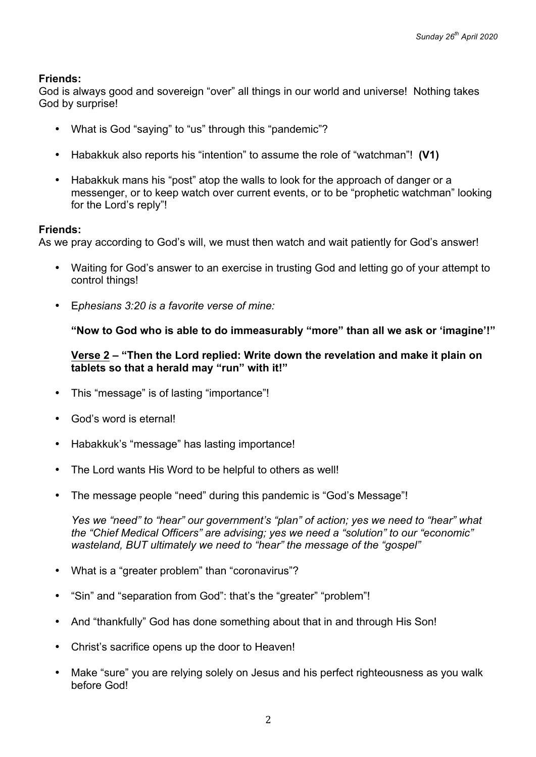**Friends:**
God is always good and sovereign "over" all things in our world and universe! Nothing takes God by surprise!

- What is God "saying" to "us" through this "pandemic"?
- Habakkuk also reports his "intention" to assume the role of "watchman"! **(V1)**
- Habakkuk mans his "post" atop the walls to look for the approach of danger or a messenger, or to keep watch over current events, or to be "prophetic watchman" looking for the Lord's reply"!

**Friends:**
As we pray according to God's will, we must then watch and wait patiently for God's answer!

- Waiting for God's answer to an exercise in trusting God and letting go of your attempt to control things!
- E*phesians 3:20 is a favorite verse of mine:*

  **"Now to God who is able to do immeasurably "more" than all we ask or 'imagine'!"**

  **<u>Verse 2</u> – "Then the Lord replied: Write down the revelation and make it plain on tablets so that a herald may "run" with it!"**

- This "message" is of lasting "importance"!
- God's word is eternal!
- Habakkuk's "message" has lasting importance!
- The Lord wants His Word to be helpful to others as well!
- The message people "need" during this pandemic is "God's Message"!

  *Yes we "need" to "hear" our government's "plan" of action; yes we need to "hear" what the "Chief Medical Officers" are advising; yes we need a "solution" to our "economic" wasteland, BUT ultimately we need to "hear" the message of the "gospel"*

- What is a "greater problem" than "coronavirus"?
- "Sin" and "separation from God": that's the "greater" "problem"!
- And "thankfully" God has done something about that in and through His Son!
- Christ's sacrifice opens up the door to Heaven!
- Make "sure" you are relying solely on Jesus and his perfect righteousness as you walk before God!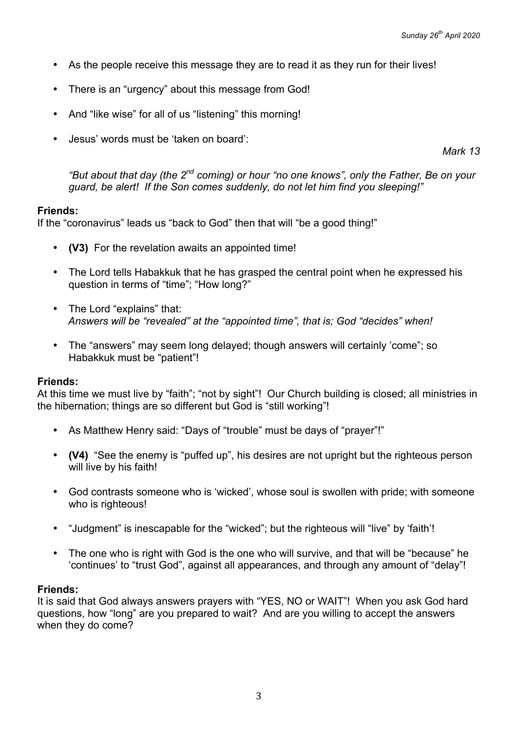- As the people receive this message they are to read it as they run for their lives!
- There is an "urgency" about this message from God!
- And "like wise" for all of us "listening" this morning!
- Jesus' words must be 'taken on board':

*Mark 13*

*"But about that day (the 2nd coming) or hour "no one knows", only the Father, Be on your guard, be alert! If the Son comes suddenly, do not let him find you sleeping!"*

**Friends:**
If the "coronavirus" leads us "back to God" then that will "be a good thing!"

- **(V3)** For the revelation awaits an appointed time!
- The Lord tells Habakkuk that he has grasped the central point when he expressed his question in terms of "time"; "How long?"
- The Lord "explains" that:
  *Answers will be "revealed" at the "appointed time", that is; God "decides" when!*
- The "answers" may seem long delayed; though answers will certainly 'come"; so Habakkuk must be "patient"!

**Friends:**
At this time we must live by "faith"; "not by sight"! Our Church building is closed; all ministries in the hibernation; things are so different but God is "still working"!

- As Matthew Henry said: "Days of "trouble" must be days of "prayer"!"
- **(V4)** "See the enemy is "puffed up", his desires are not upright but the righteous person will live by his faith!
- God contrasts someone who is 'wicked', whose soul is swollen with pride; with someone who is righteous!
- "Judgment" is inescapable for the "wicked"; but the righteous will "live" by 'faith'!
- The one who is right with God is the one who will survive, and that will be "because" he 'continues' to "trust God", against all appearances, and through any amount of "delay"!

**Friends:**
It is said that God always answers prayers with "YES, NO or WAIT"! When you ask God hard questions, how "long" are you prepared to wait? And are you willing to accept the answers when they do come?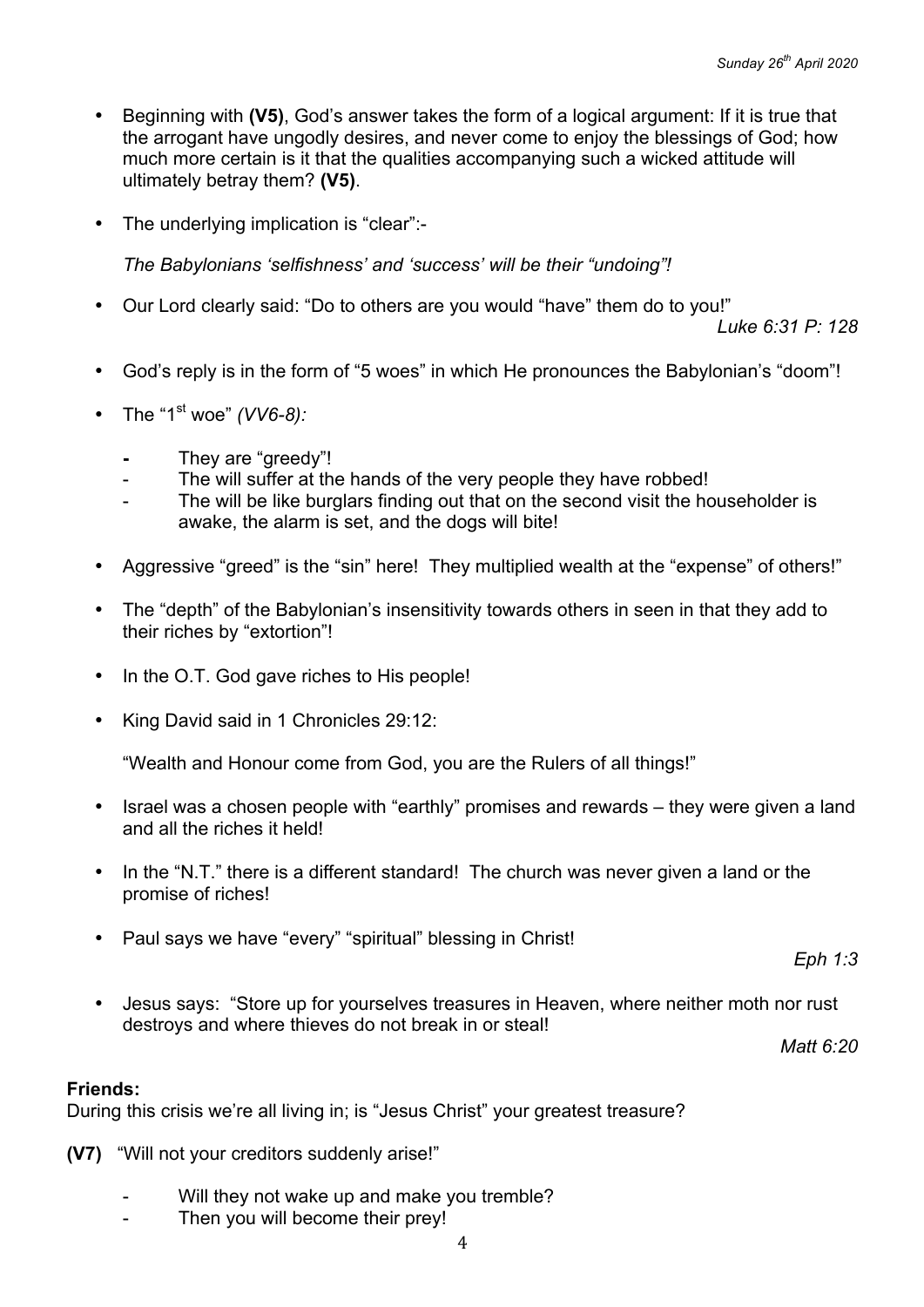- Beginning with **(V5)**, God's answer takes the form of a logical argument: If it is true that the arrogant have ungodly desires, and never come to enjoy the blessings of God; how much more certain is it that the qualities accompanying such a wicked attitude will ultimately betray them? **(V5)**.

- The underlying implication is "clear":-

  *The Babylonians 'selfishness' and 'success' will be their "undoing"!*

- Our Lord clearly said: "Do to others are you would "have" them do to you!"

  *Luke 6:31 P: 128*

- God's reply is in the form of "5 woes" in which He pronounces the Babylonian's "doom"!

- The "1st woe" *(VV6-8):*

  - They are "greedy"!
  - The will suffer at the hands of the very people they have robbed!
  - The will be like burglars finding out that on the second visit the householder is awake, the alarm is set, and the dogs will bite!

- Aggressive "greed" is the "sin" here! They multiplied wealth at the "expense" of others!"

- The "depth" of the Babylonian's insensitivity towards others in seen in that they add to their riches by "extortion"!

- In the O.T. God gave riches to His people!

- King David said in 1 Chronicles 29:12:

  "Wealth and Honour come from God, you are the Rulers of all things!"

- Israel was a chosen people with "earthly" promises and rewards – they were given a land and all the riches it held!

- In the "N.T." there is a different standard! The church was never given a land or the promise of riches!

- Paul says we have "every" "spiritual" blessing in Christ!

  *Eph 1:3*

- Jesus says: "Store up for yourselves treasures in Heaven, where neither moth nor rust destroys and where thieves do not break in or steal!

  *Matt 6:20*

**Friends:**
During this crisis we're all living in; is "Jesus Christ" your greatest treasure?

**(V7)** "Will not your creditors suddenly arise!"

- Will they not wake up and make you tremble?
- Then you will become their prey!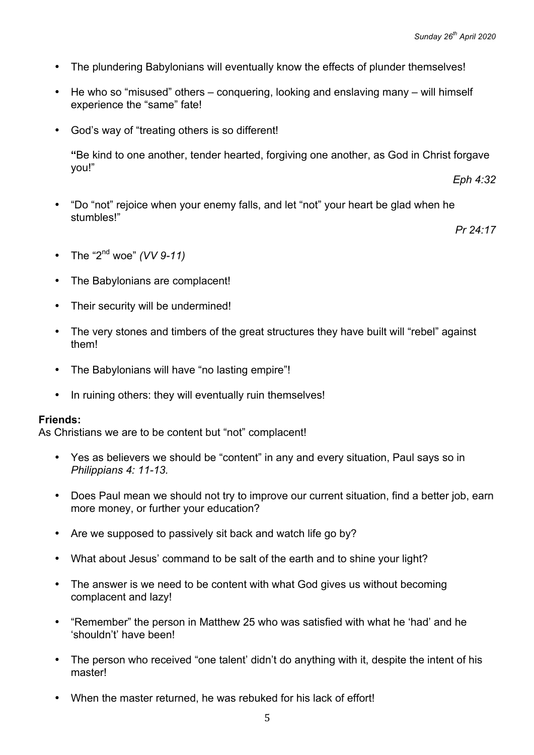- The plundering Babylonians will eventually know the effects of plunder themselves!

- He who so "misused" others – conquering, looking and enslaving many – will himself experience the "same" fate!

- God's way of "treating others is so different!

  **"**Be kind to one another, tender hearted, forgiving one another, as God in Christ forgave you!"

  *Eph 4:32*

- "Do "not" rejoice when your enemy falls, and let "not" your heart be glad when he stumbles!"

  *Pr 24:17*

- The "2nd woe" *(VV 9-11)*

- The Babylonians are complacent!

- Their security will be undermined!

- The very stones and timbers of the great structures they have built will "rebel" against them!

- The Babylonians will have "no lasting empire"!

- In ruining others: they will eventually ruin themselves!

**Friends:**
As Christians we are to be content but "not" complacent!

- Yes as believers we should be "content" in any and every situation, Paul says so in *Philippians 4: 11-13.*

- Does Paul mean we should not try to improve our current situation, find a better job, earn more money, or further your education?

- Are we supposed to passively sit back and watch life go by?

- What about Jesus' command to be salt of the earth and to shine your light?

- The answer is we need to be content with what God gives us without becoming complacent and lazy!

- "Remember" the person in Matthew 25 who was satisfied with what he 'had' and he 'shouldn't' have been!

- The person who received "one talent' didn't do anything with it, despite the intent of his master!

- When the master returned, he was rebuked for his lack of effort!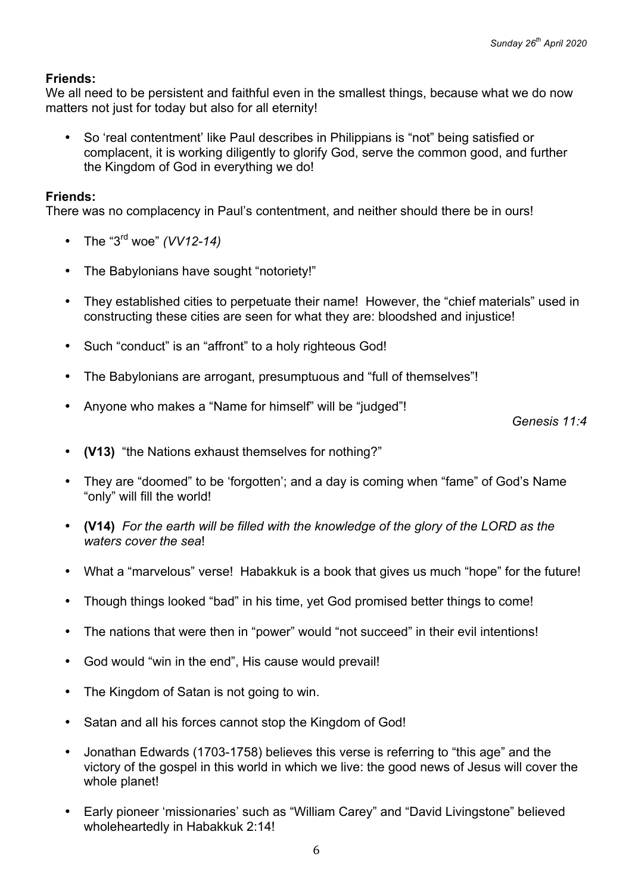**Friends:**
We all need to be persistent and faithful even in the smallest things, because what we do now matters not just for today but also for all eternity!

- So 'real contentment' like Paul describes in Philippians is "not" being satisfied or complacent, it is working diligently to glorify God, serve the common good, and further the Kingdom of God in everything we do!

**Friends:**
There was no complacency in Paul's contentment, and neither should there be in ours!

- The "3rd woe" *(VV12-14)*
- The Babylonians have sought "notoriety!"
- They established cities to perpetuate their name! However, the "chief materials" used in constructing these cities are seen for what they are: bloodshed and injustice!
- Such "conduct" is an "affront" to a holy righteous God!
- The Babylonians are arrogant, presumptuous and "full of themselves"!
- Anyone who makes a "Name for himself" will be "judged"!

*Genesis 11:4*

- **(V13)** "the Nations exhaust themselves for nothing?"
- They are "doomed" to be 'forgotten'; and a day is coming when "fame" of God's Name "only" will fill the world!
- **(V14)** *For the earth will be filled with the knowledge of the glory of the LORD as the waters cover the sea*!
- What a "marvelous" verse! Habakkuk is a book that gives us much "hope" for the future!
- Though things looked "bad" in his time, yet God promised better things to come!
- The nations that were then in "power" would "not succeed" in their evil intentions!
- God would "win in the end", His cause would prevail!
- The Kingdom of Satan is not going to win.
- Satan and all his forces cannot stop the Kingdom of God!
- Jonathan Edwards (1703-1758) believes this verse is referring to "this age" and the victory of the gospel in this world in which we live: the good news of Jesus will cover the whole planet!
- Early pioneer 'missionaries' such as "William Carey" and "David Livingstone" believed wholeheartedly in Habakkuk 2:14!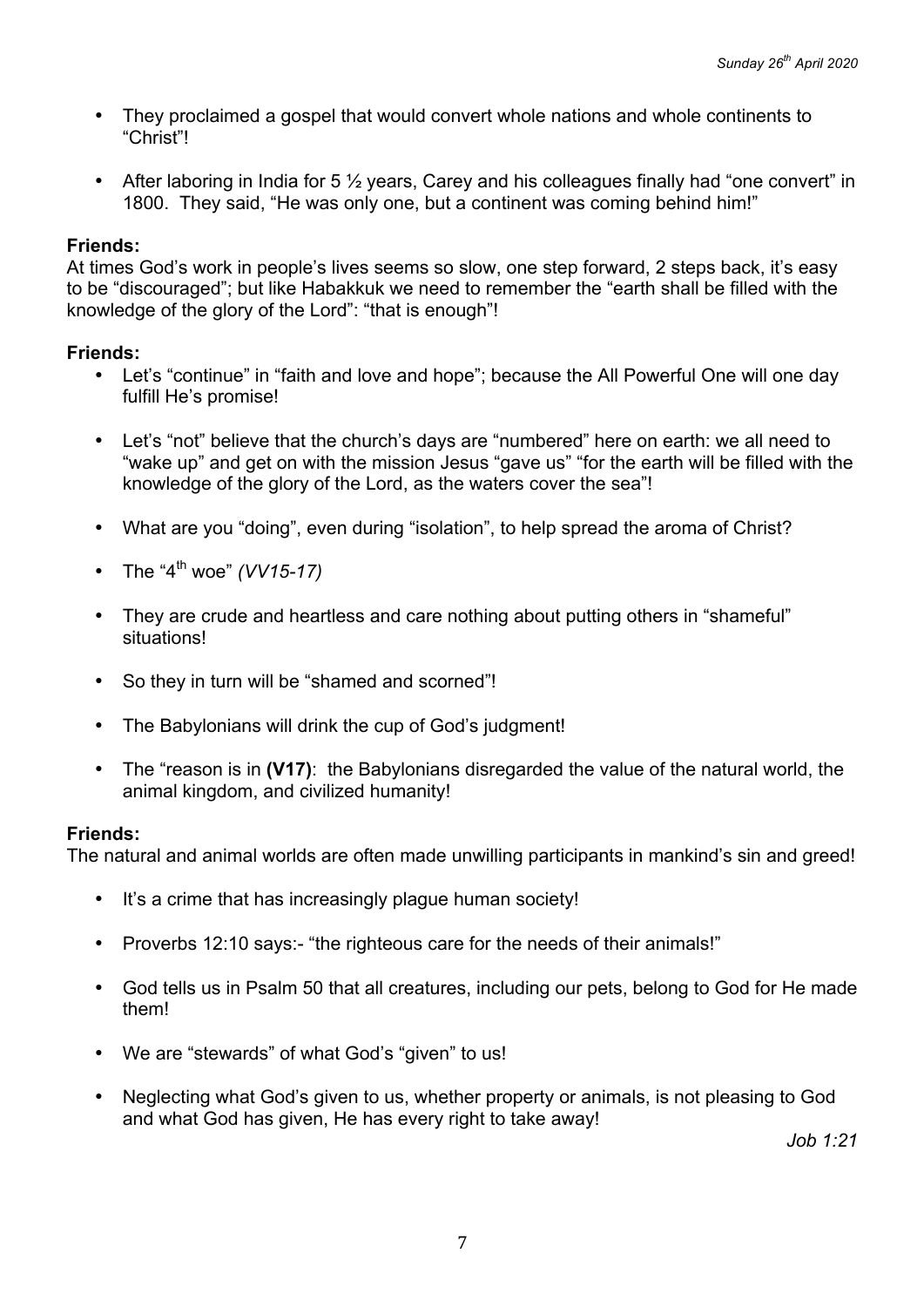- They proclaimed a gospel that would convert whole nations and whole continents to "Christ"!

- After laboring in India for 5 ½ years, Carey and his colleagues finally had "one convert" in 1800. They said, "He was only one, but a continent was coming behind him!"

**Friends:**
At times God's work in people's lives seems so slow, one step forward, 2 steps back, it's easy to be "discouraged"; but like Habakkuk we need to remember the "earth shall be filled with the knowledge of the glory of the Lord": "that is enough"!

**Friends:**

- Let's "continue" in "faith and love and hope"; because the All Powerful One will one day fulfill He's promise!

- Let's "not" believe that the church's days are "numbered" here on earth: we all need to "wake up" and get on with the mission Jesus "gave us" "for the earth will be filled with the knowledge of the glory of the Lord, as the waters cover the sea"!

- What are you "doing", even during "isolation", to help spread the aroma of Christ?

- The "4th woe" *(VV15-17)*

- They are crude and heartless and care nothing about putting others in "shameful" situations!

- So they in turn will be "shamed and scorned"!

- The Babylonians will drink the cup of God's judgment!

- The "reason is in **(V17)**: the Babylonians disregarded the value of the natural world, the animal kingdom, and civilized humanity!

**Friends:**
The natural and animal worlds are often made unwilling participants in mankind's sin and greed!

- It's a crime that has increasingly plague human society!

- Proverbs 12:10 says:- "the righteous care for the needs of their animals!"

- God tells us in Psalm 50 that all creatures, including our pets, belong to God for He made them!

- We are "stewards" of what God's "given" to us!

- Neglecting what God's given to us, whether property or animals, is not pleasing to God and what God has given, He has every right to take away!

*Job 1:21*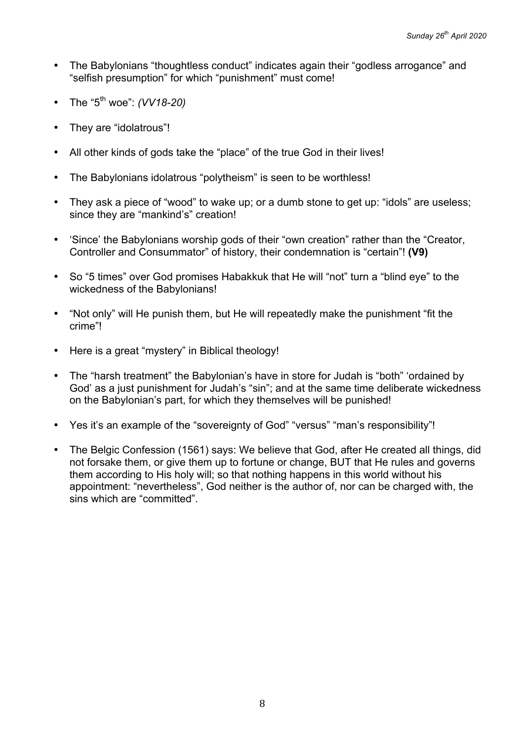- The Babylonians “thoughtless conduct” indicates again their “godless arrogance” and “selfish presumption” for which “punishment” must come!
- The “5th woe”: *(VV18-20)*
- They are “idolatrous”!
- All other kinds of gods take the “place” of the true God in their lives!
- The Babylonians idolatrous “polytheism” is seen to be worthless!
- They ask a piece of “wood” to wake up; or a dumb stone to get up: “idols” are useless; since they are “mankind’s” creation!
- ‘Since’ the Babylonians worship gods of their “own creation” rather than the “Creator, Controller and Consummator” of history, their condemnation is “certain”! **(V9)**
- So “5 times” over God promises Habakkuk that He will “not” turn a “blind eye” to the wickedness of the Babylonians!
- “Not only” will He punish them, but He will repeatedly make the punishment “fit the crime”!
- Here is a great “mystery” in Biblical theology!
- The “harsh treatment” the Babylonian’s have in store for Judah is “both” ‘ordained by God’ as a just punishment for Judah’s “sin”; and at the same time deliberate wickedness on the Babylonian’s part, for which they themselves will be punished!
- Yes it’s an example of the “sovereignty of God” “versus” “man’s responsibility”!
- The Belgic Confession (1561) says: We believe that God, after He created all things, did not forsake them, or give them up to fortune or change, BUT that He rules and governs them according to His holy will; so that nothing happens in this world without his appointment: “nevertheless”, God neither is the author of, nor can be charged with, the sins which are “committed”.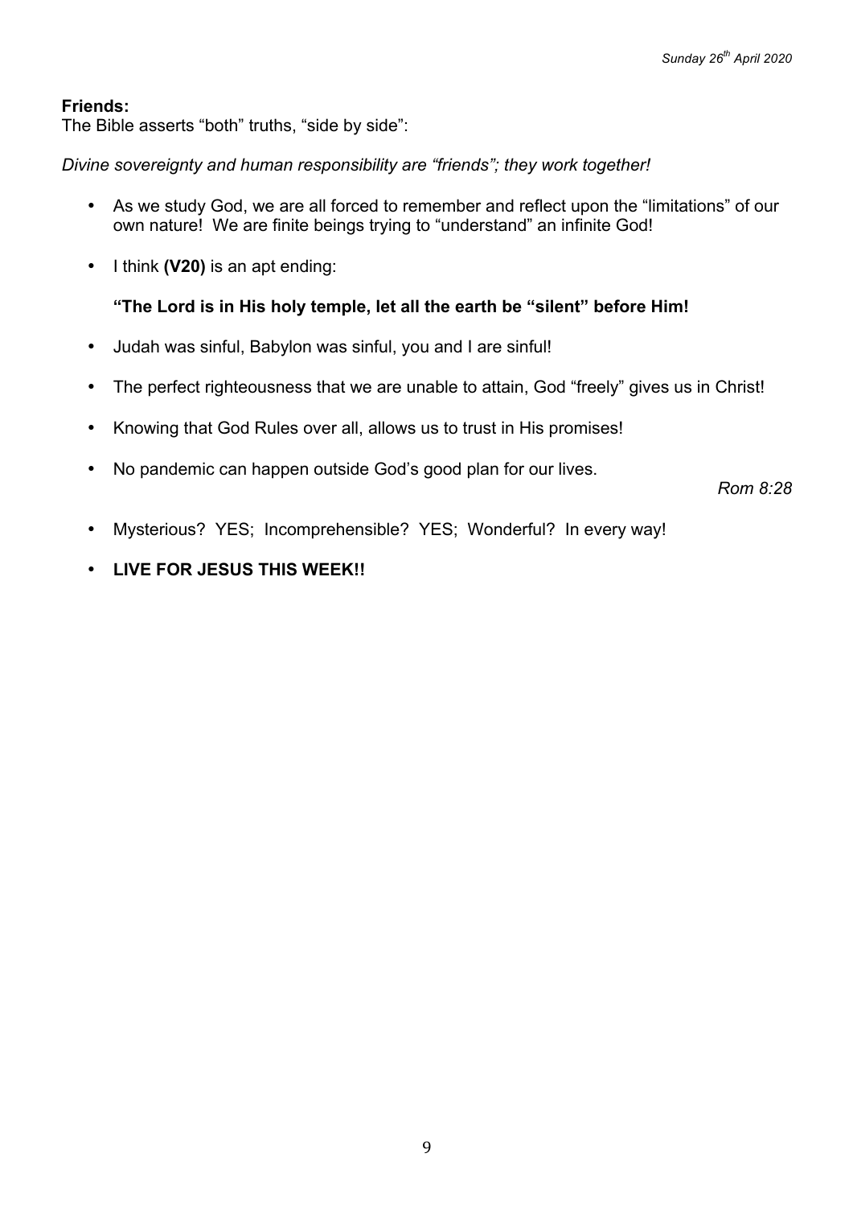**Friends:**
The Bible asserts "both" truths, "side by side":

*Divine sovereignty and human responsibility are "friends"; they work together!*

- As we study God, we are all forced to remember and reflect upon the "limitations" of our own nature! We are finite beings trying to "understand" an infinite God!
- I think **(V20)** is an apt ending:

  **"The Lord is in His holy temple, let all the earth be "silent" before Him!**

- Judah was sinful, Babylon was sinful, you and I are sinful!
- The perfect righteousness that we are unable to attain, God "freely" gives us in Christ!
- Knowing that God Rules over all, allows us to trust in His promises!
- No pandemic can happen outside God's good plan for our lives. *Rom 8:28*
- Mysterious? YES; Incomprehensible? YES; Wonderful? In every way!
- **LIVE FOR JESUS THIS WEEK!!**